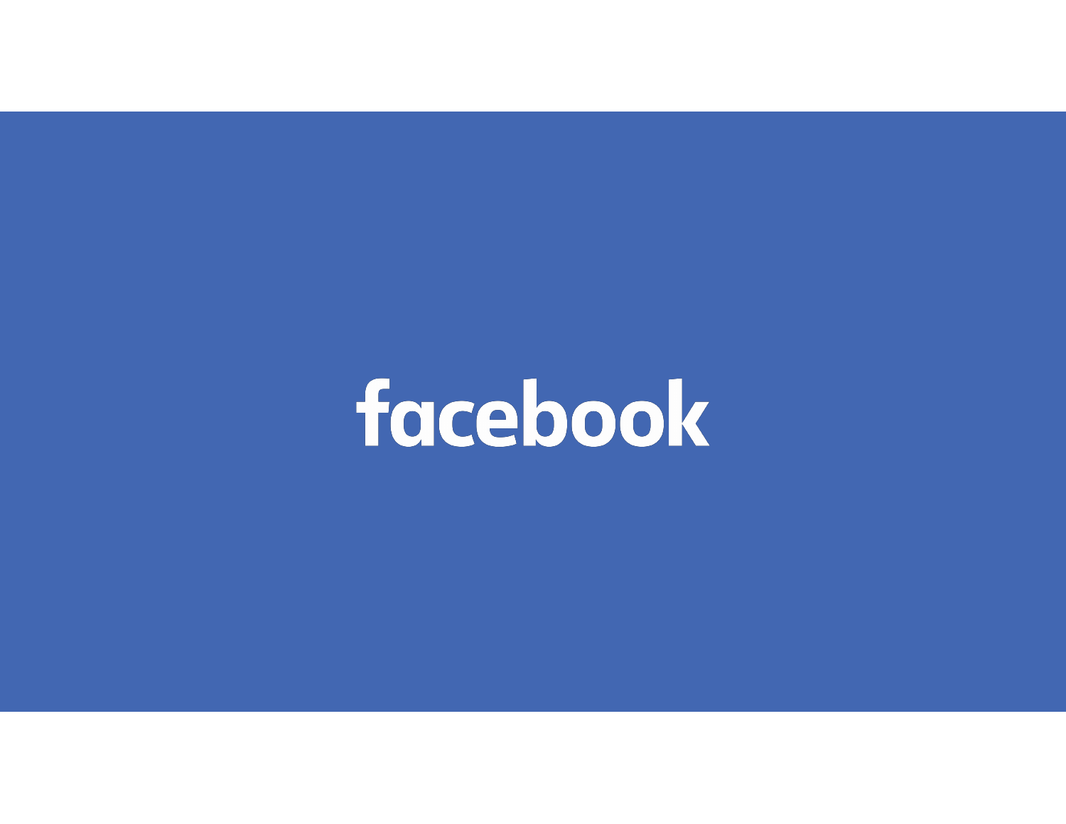# facebook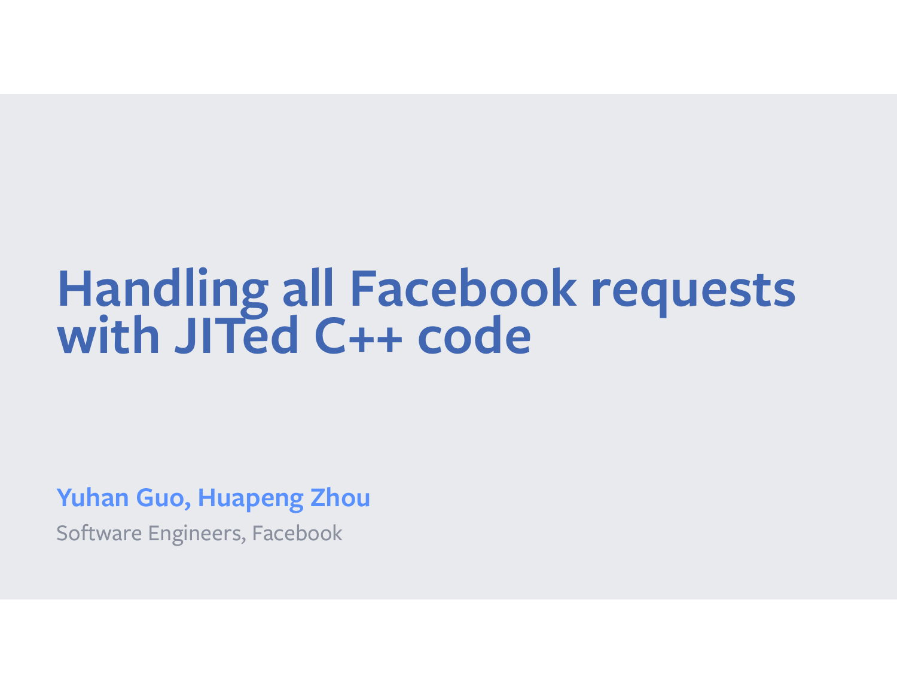# Handling all Facebook requests with JITed C++ code

**Yuhan Guo, Huapeng Zhou**

Software Engineers, Facebook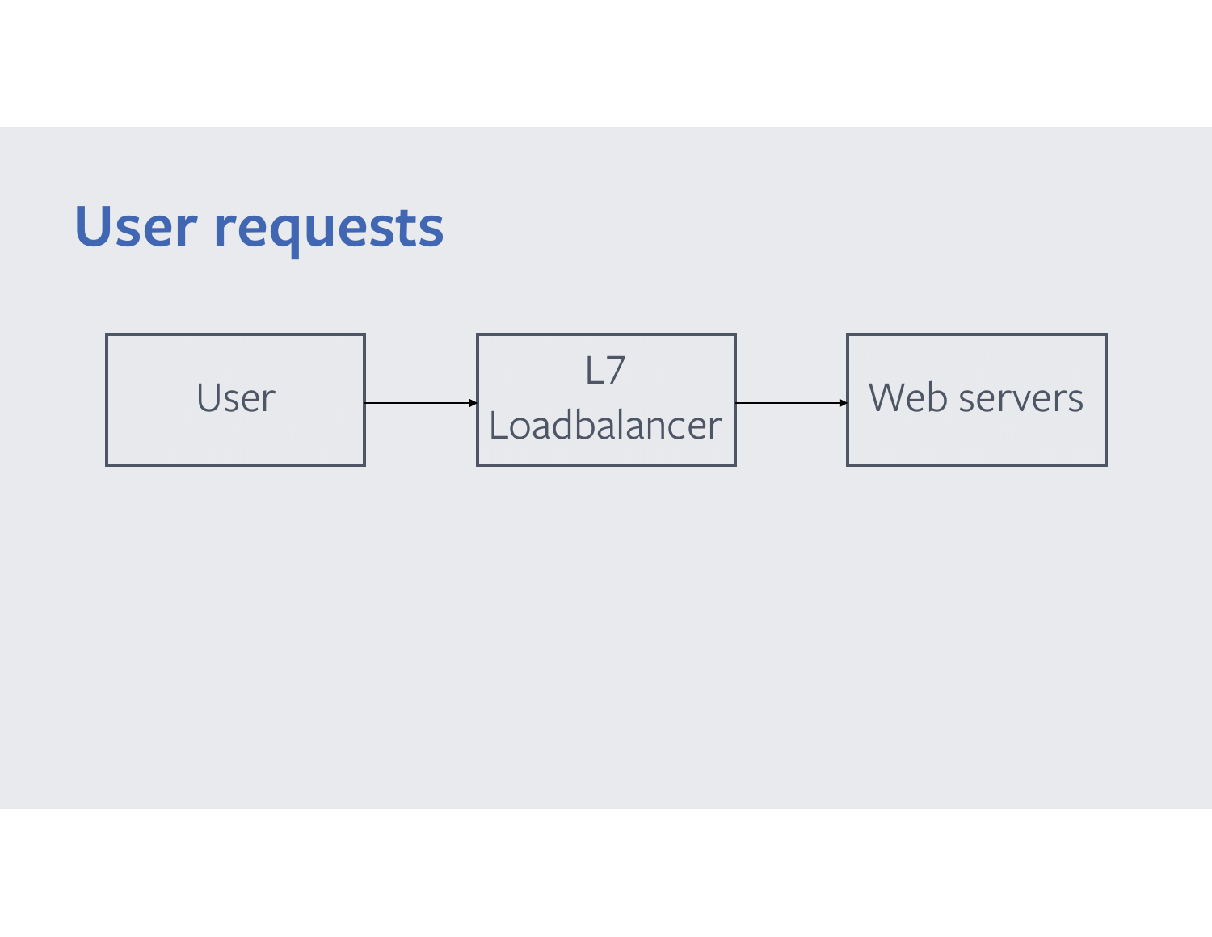# User requests

User → L7 Loadbalancer → Web servers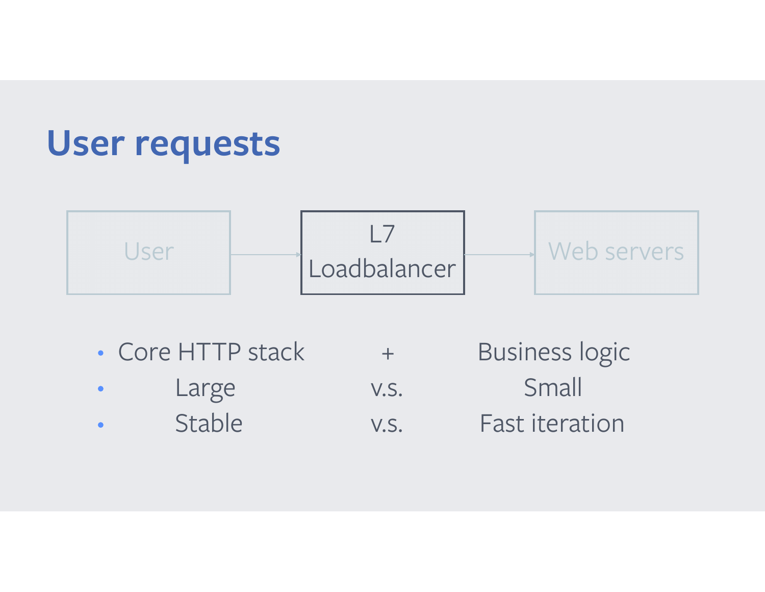# User requests

User → L7 Loadbalancer → Web servers

- Core HTTP stack + Business logic
- Large v.s. Small
- Stable v.s. Fast iteration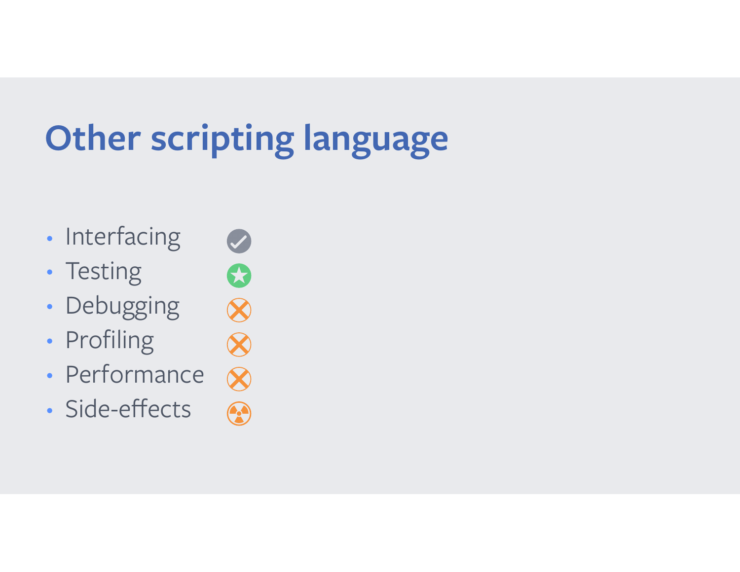# Other scripting language

- Interfacing ✓
- Testing ★
- Debugging ✗
- Profiling ✗
- Performance ✗
- Side-effects ☢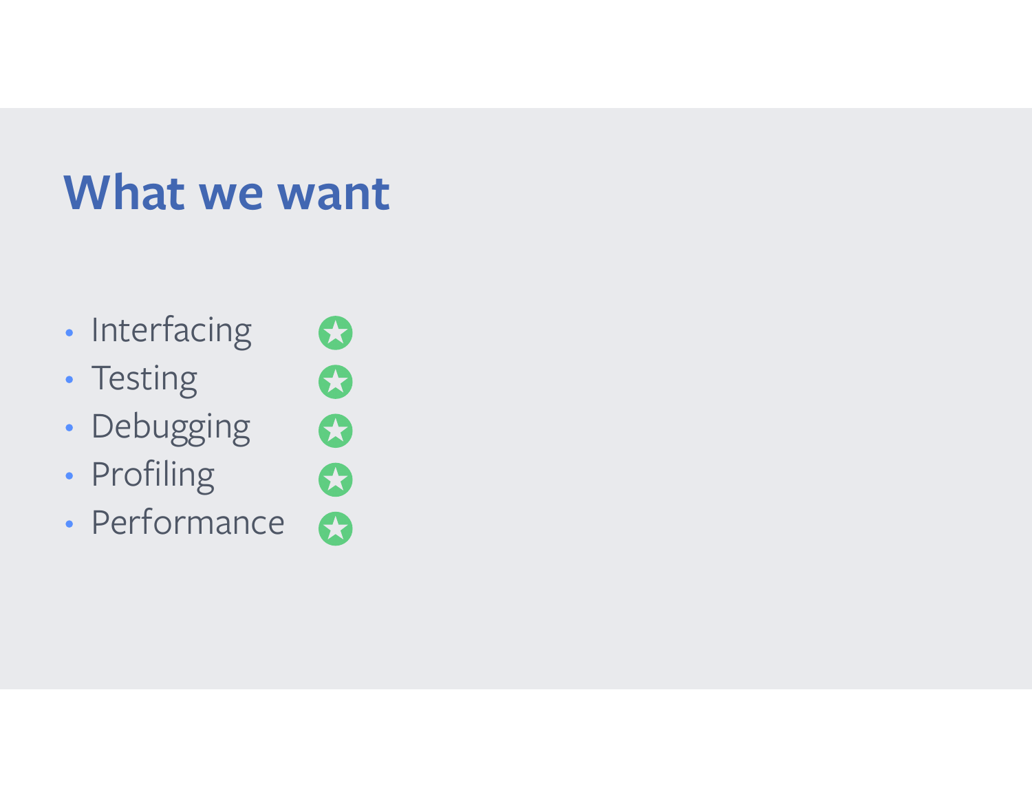# What we want

- Interfacing ✪
- Testing ✪
- Debugging ✪
- Profiling ✪
- Performance ✪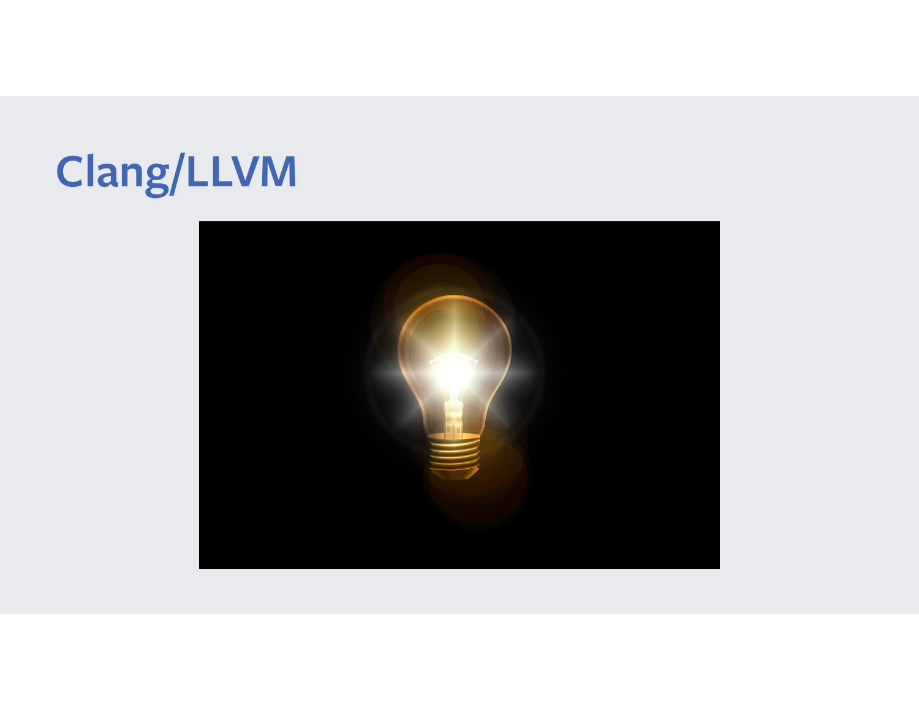# Clang/LLVM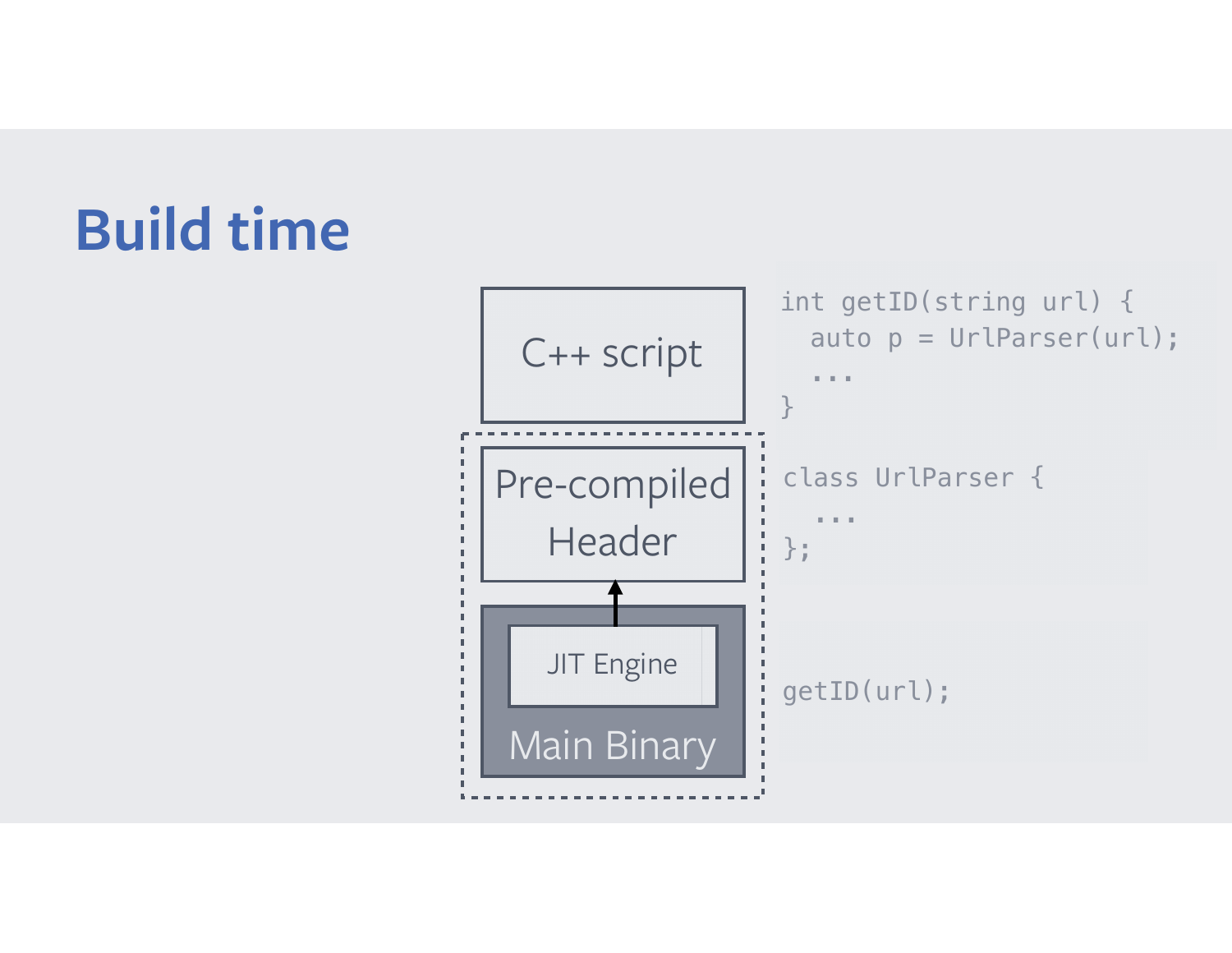# Build time

C++ script

Pre-compiled Header

JIT Engine

Main Binary

```
int getID(string url) {
  auto p = UrlParser(url);
  ...
}
```

```
class UrlParser {
  ...
};
```

```
getID(url);
```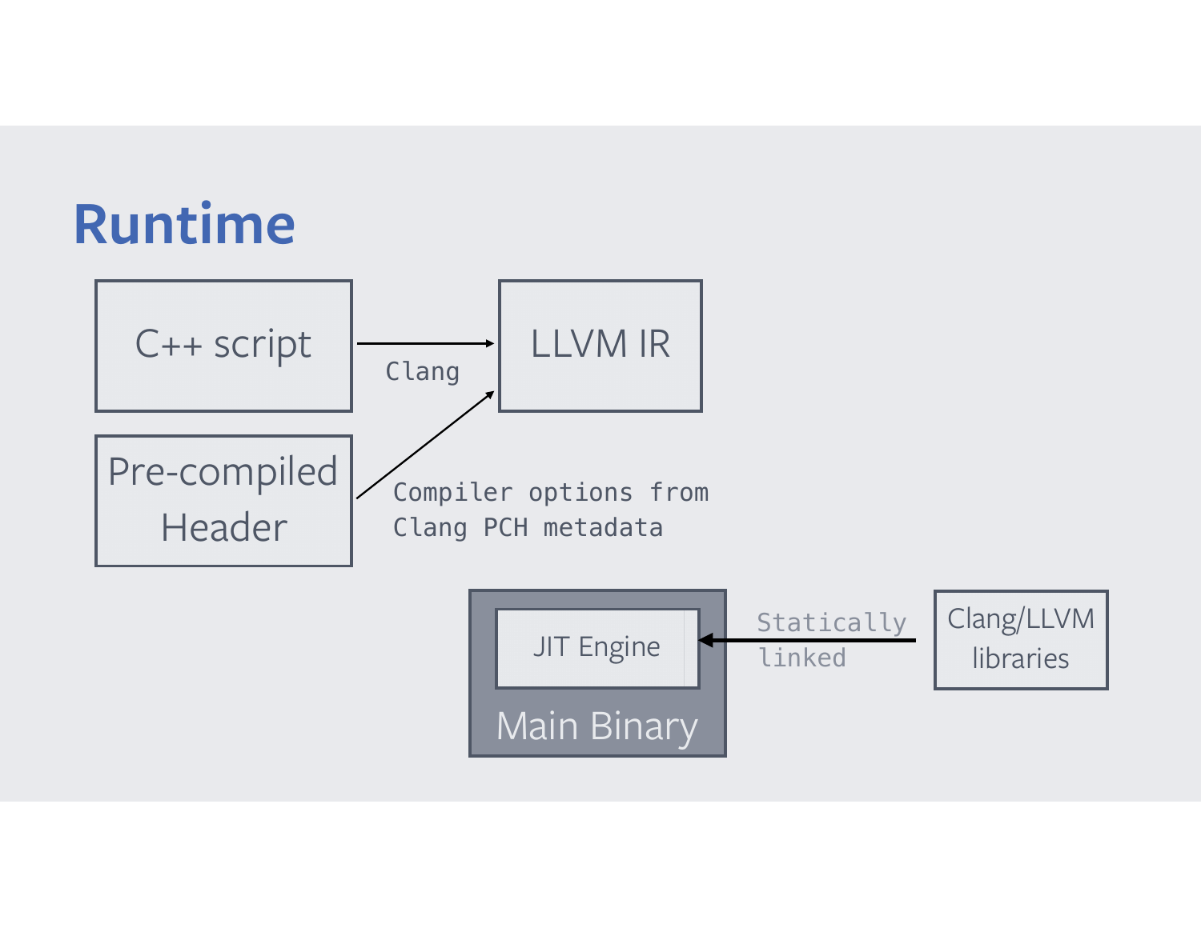# Runtime

C++ script

Pre-compiled Header

Clang

LLVM IR

Compiler options from Clang PCH metadata

JIT Engine

Main Binary

Statically linked

Clang/LLVM libraries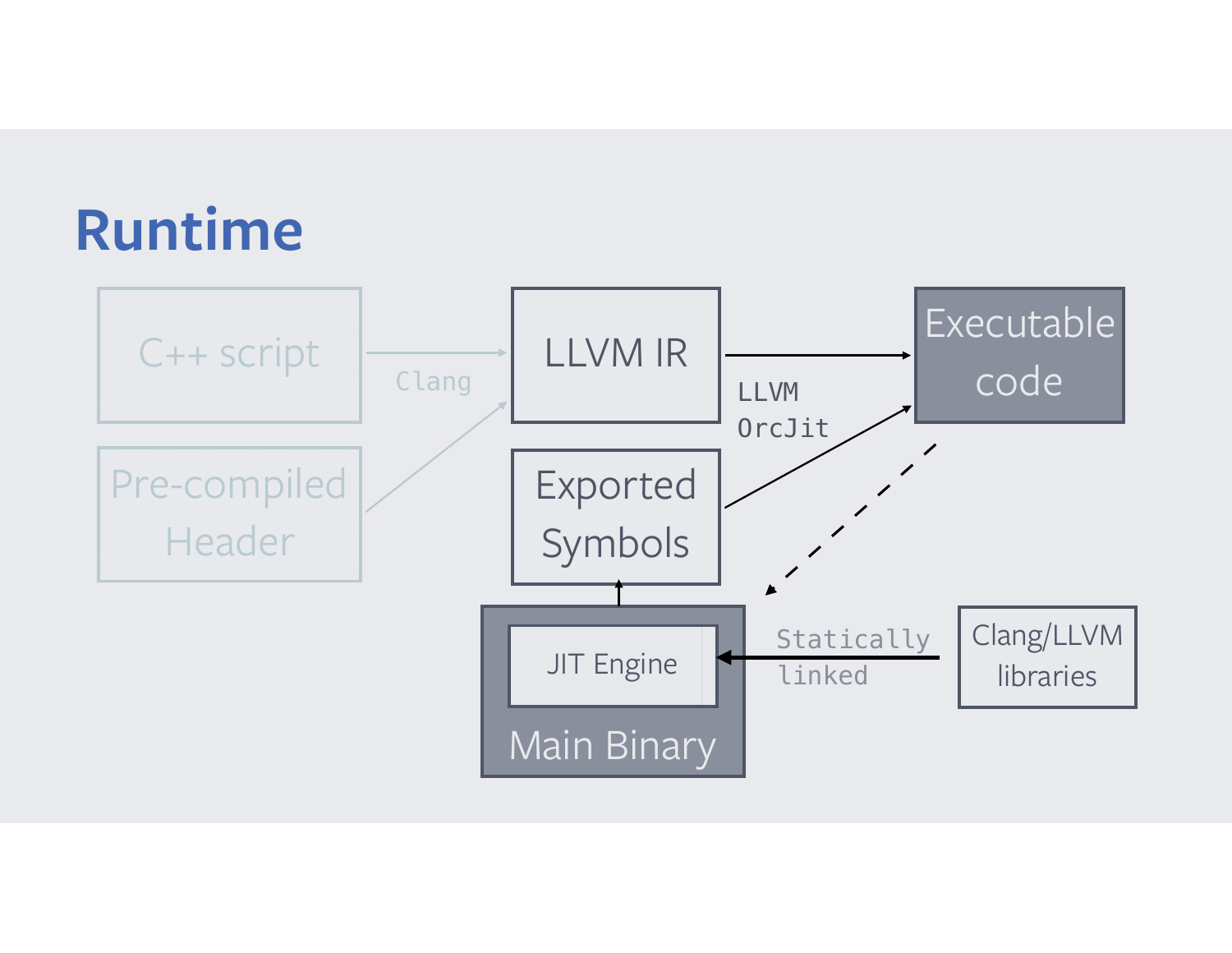# Runtime

C++ script

Pre-compiled Header

Clang

LLVM IR

Exported Symbols

LLVM OrcJit

Executable code

JIT Engine

Main Binary

Statically linked

Clang/LLVM libraries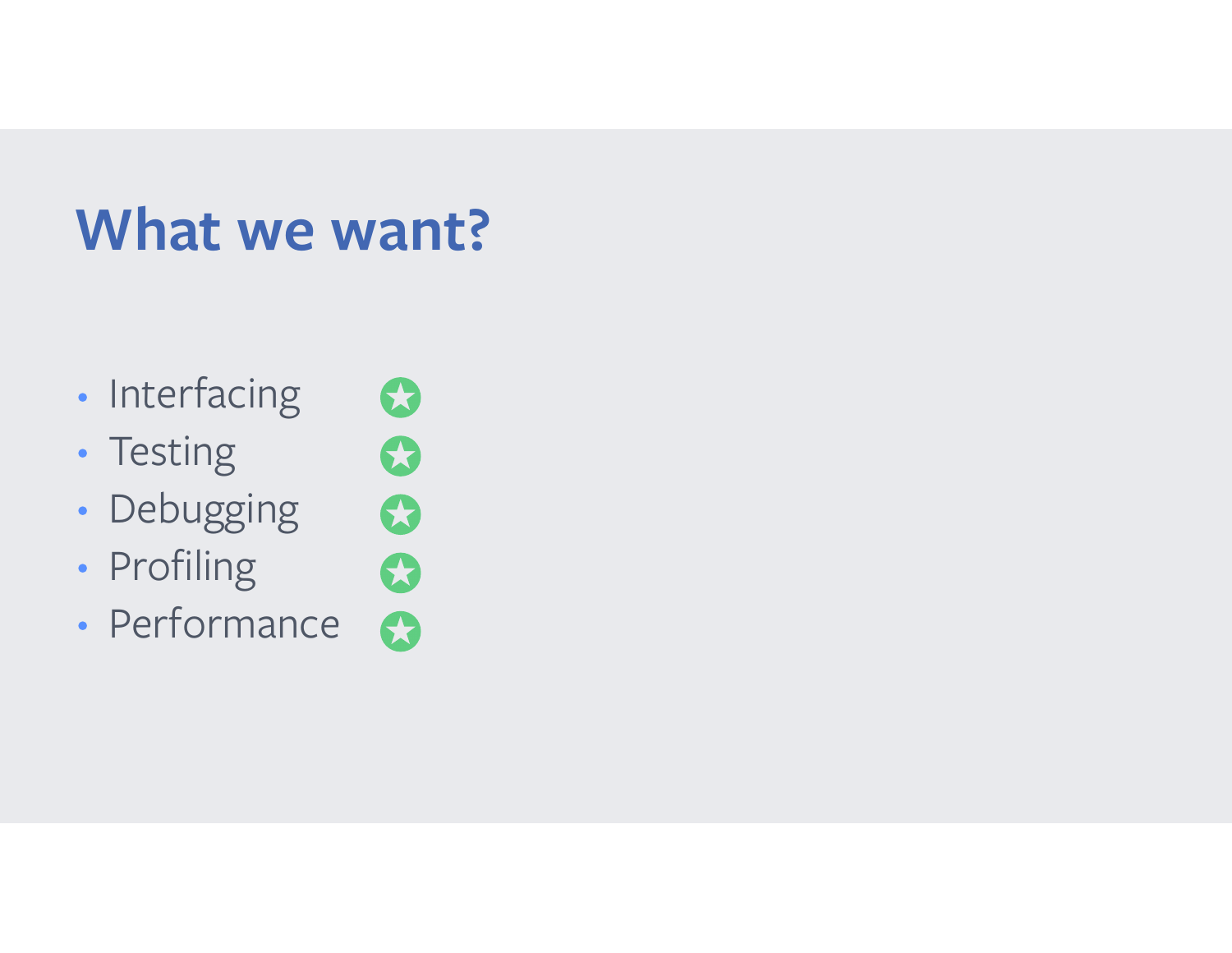# What we want?

- Interfacing ✪
- Testing ✪
- Debugging ✪
- Profiling ✪
- Performance ✪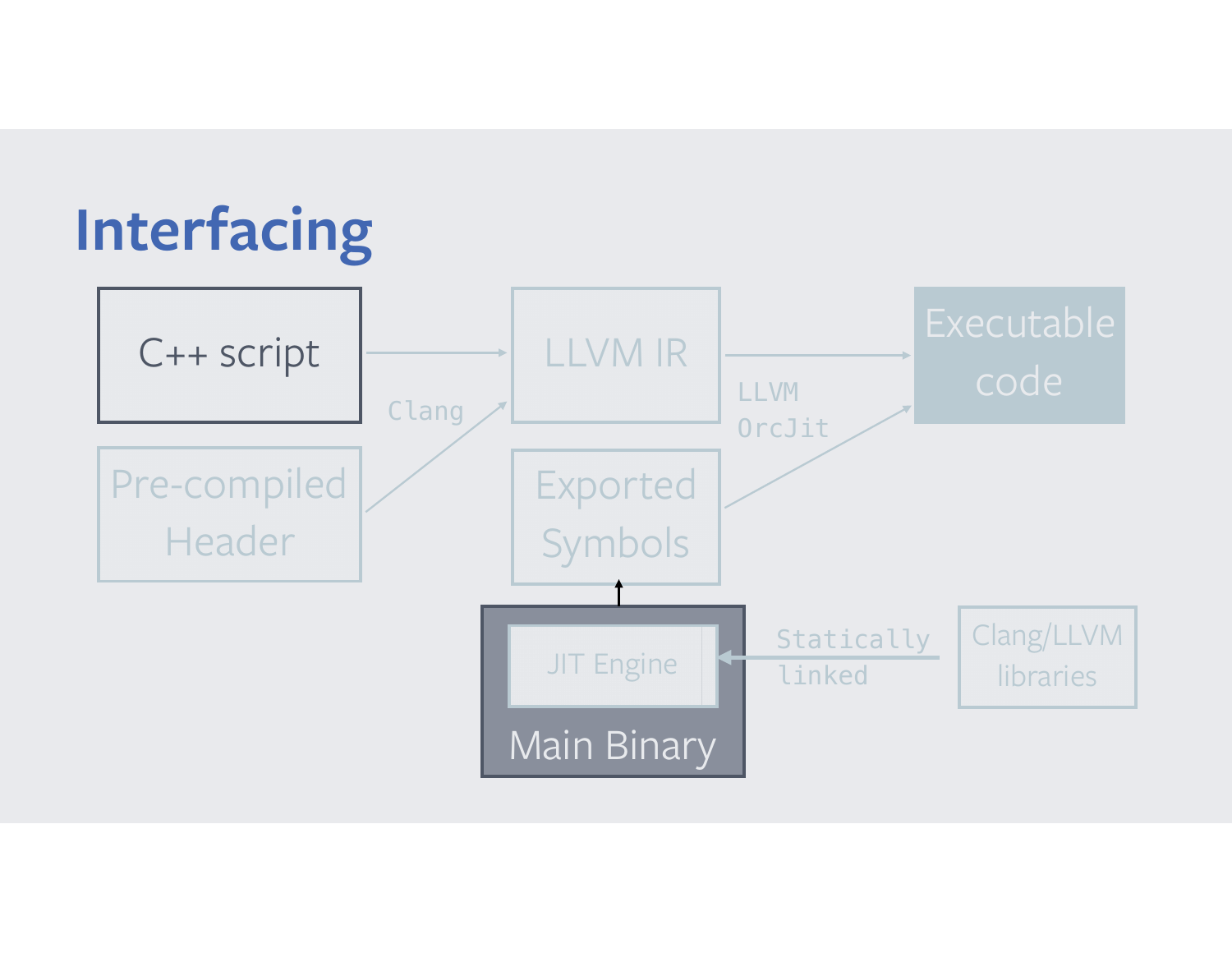# Interfacing

C++ script

Pre-compiled Header

Clang

LLVM IR

Exported Symbols

LLVM OrcJit

Executable code

JIT Engine

Main Binary

Statically linked

Clang/LLVM libraries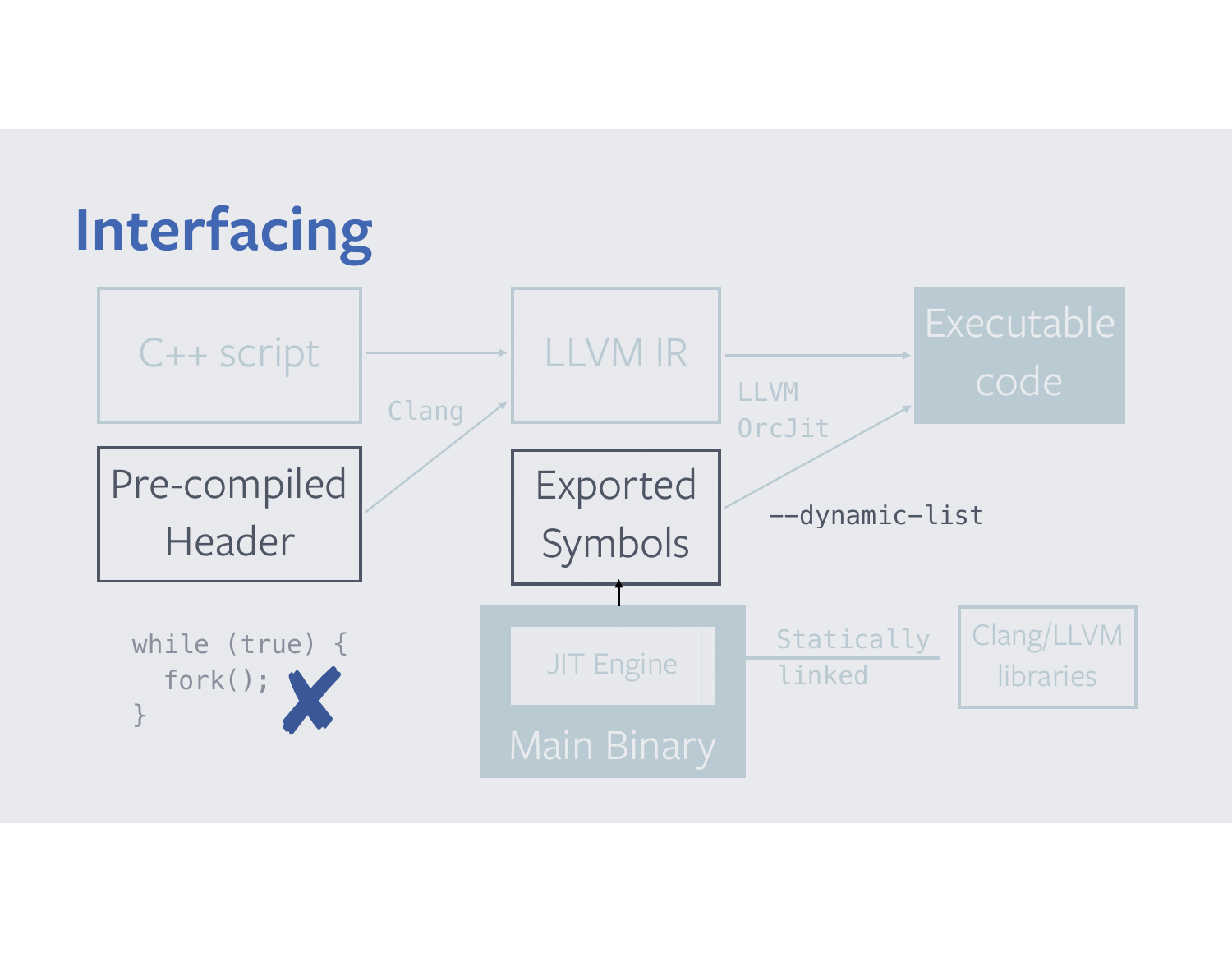# Interfacing

C++ script → LLVM IR → Executable code

Clang

LLVM OrcJit

Pre-compiled Header

Exported Symbols

--dynamic-list

```
while (true) {
  fork(); ✗
}
```

JIT Engine

Main Binary

Statically linked

Clang/LLVM libraries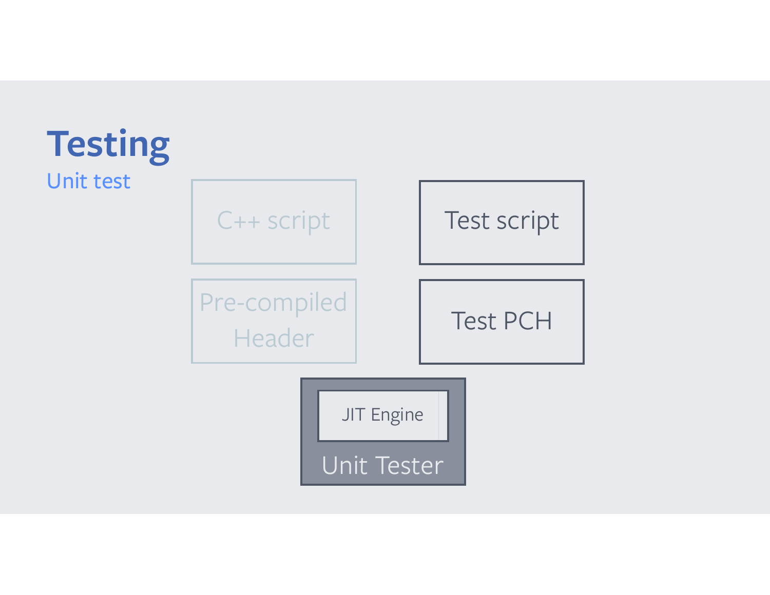# Testing

## Unit test

C++ script

Pre-compiled Header

Test script

Test PCH

JIT Engine

Unit Tester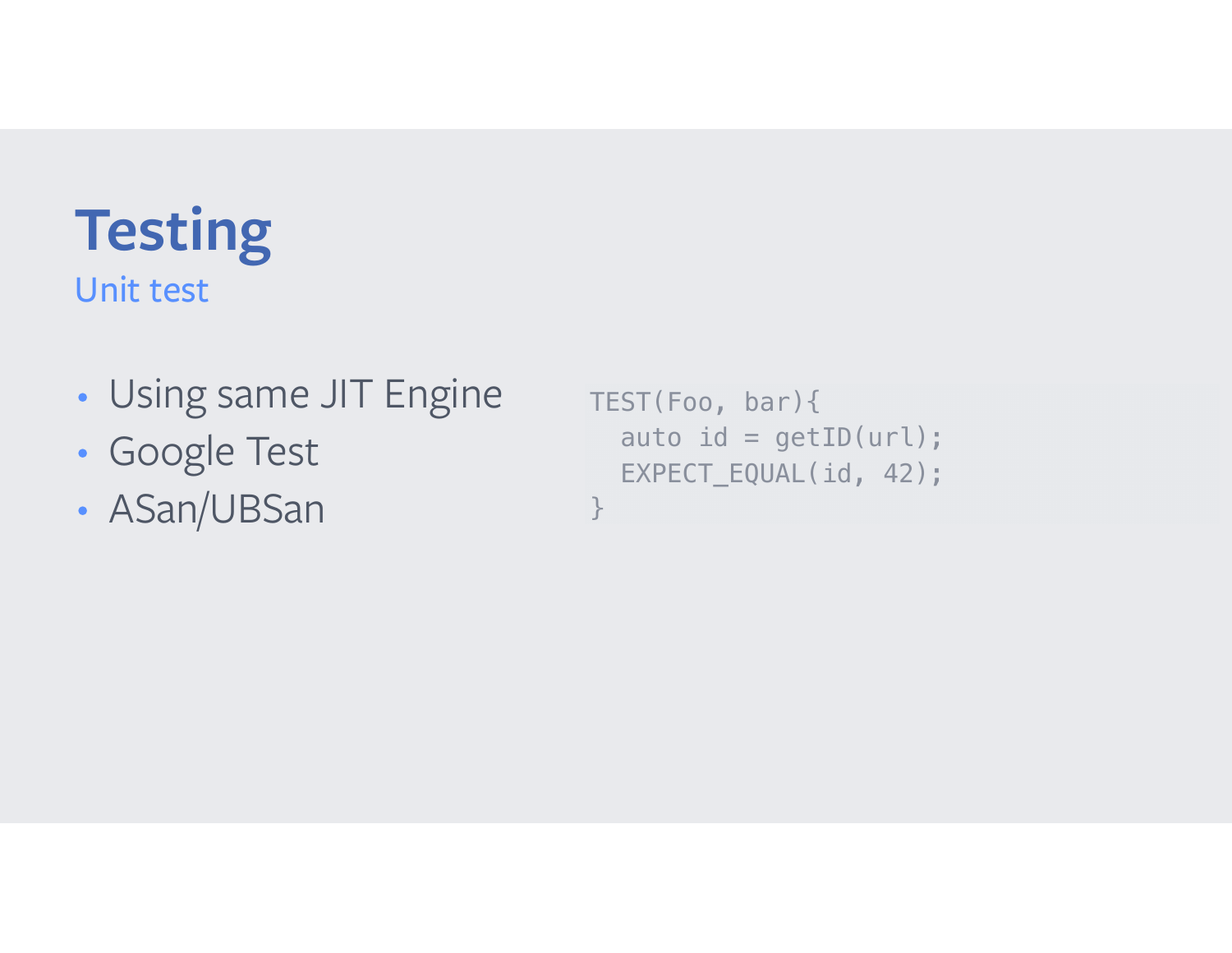# Testing

## Unit test

- Using same JIT Engine
- Google Test
- ASan/UBSan

```
TEST(Foo, bar){
  auto id = getID(url);
  EXPECT_EQUAL(id, 42);
}
```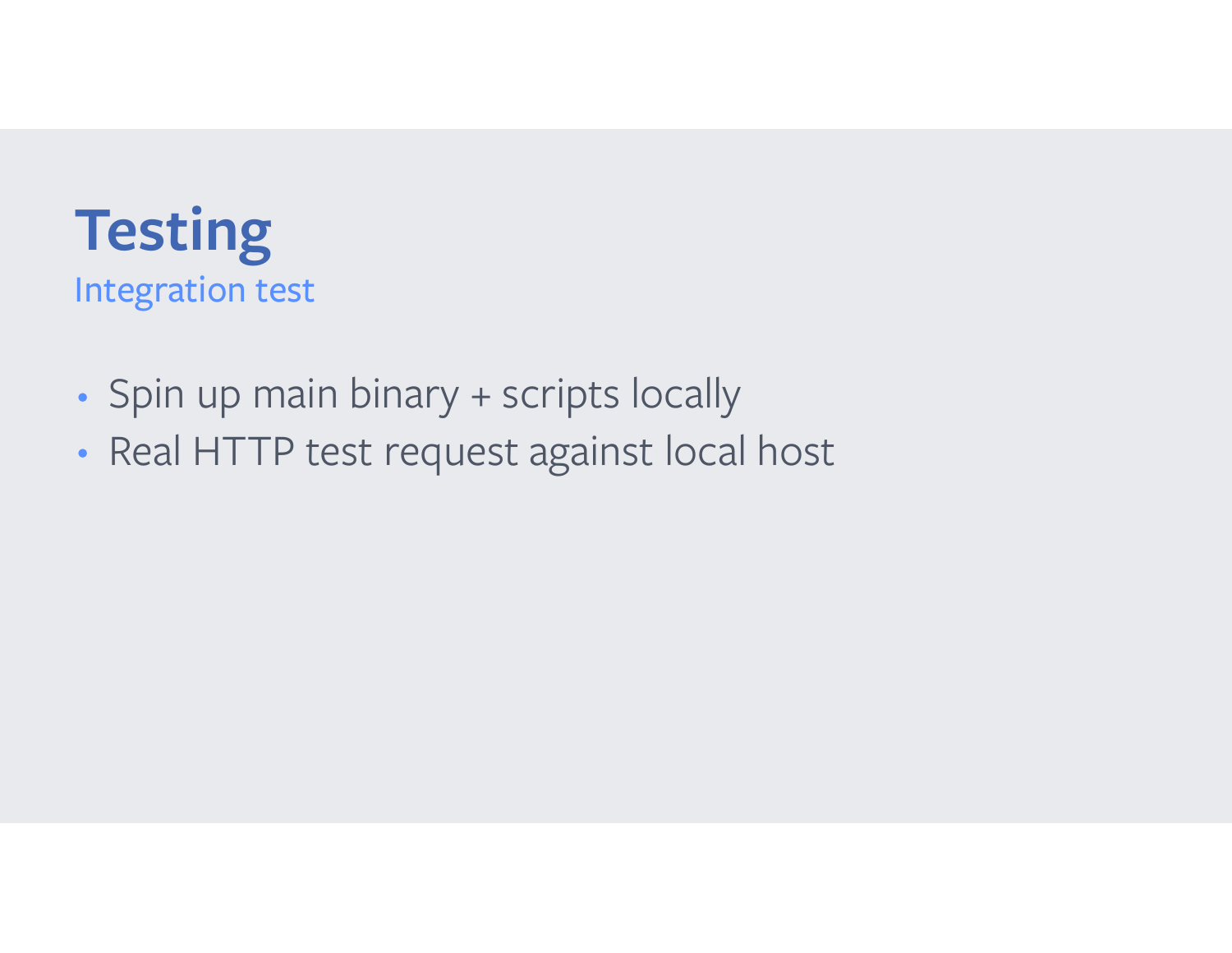# Testing

## Integration test

- Spin up main binary + scripts locally
- Real HTTP test request against local host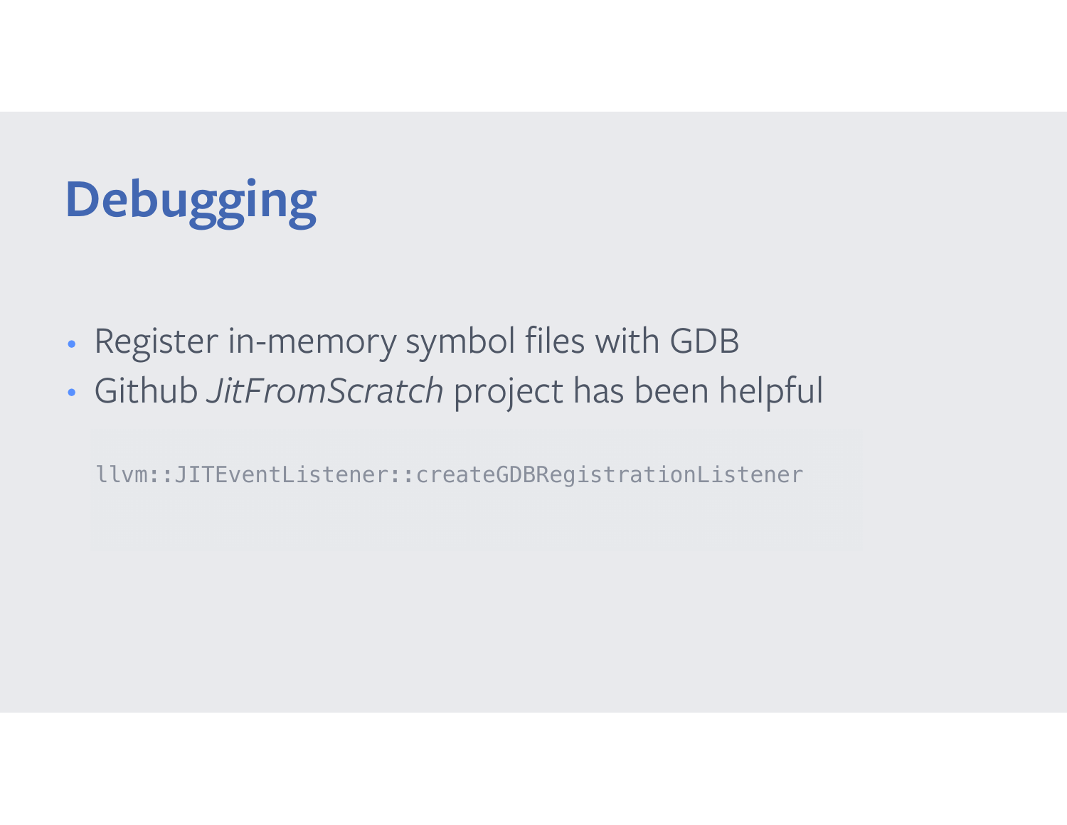# Debugging

- Register in-memory symbol files with GDB
- Github *JitFromScratch* project has been helpful

```
llvm::JITEventListener::createGDBRegistrationListener
```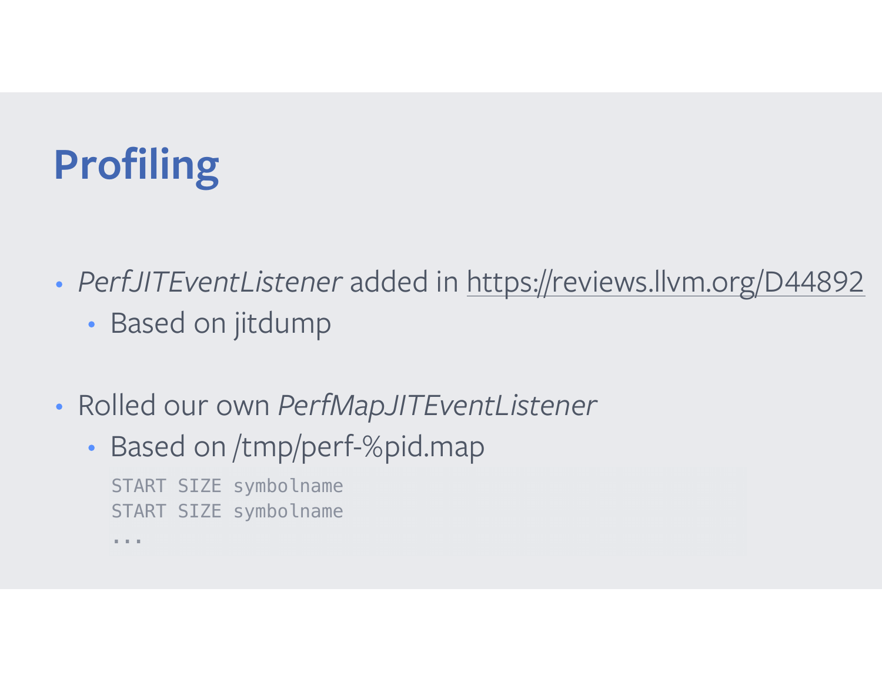# Profiling

- *PerfJITEventListener* added in https://reviews.llvm.org/D44892
  - Based on jitdump
- Rolled our own *PerfMapJITEventListener*
  - Based on /tmp/perf-%pid.map

```
START SIZE symbolname
START SIZE symbolname
...
```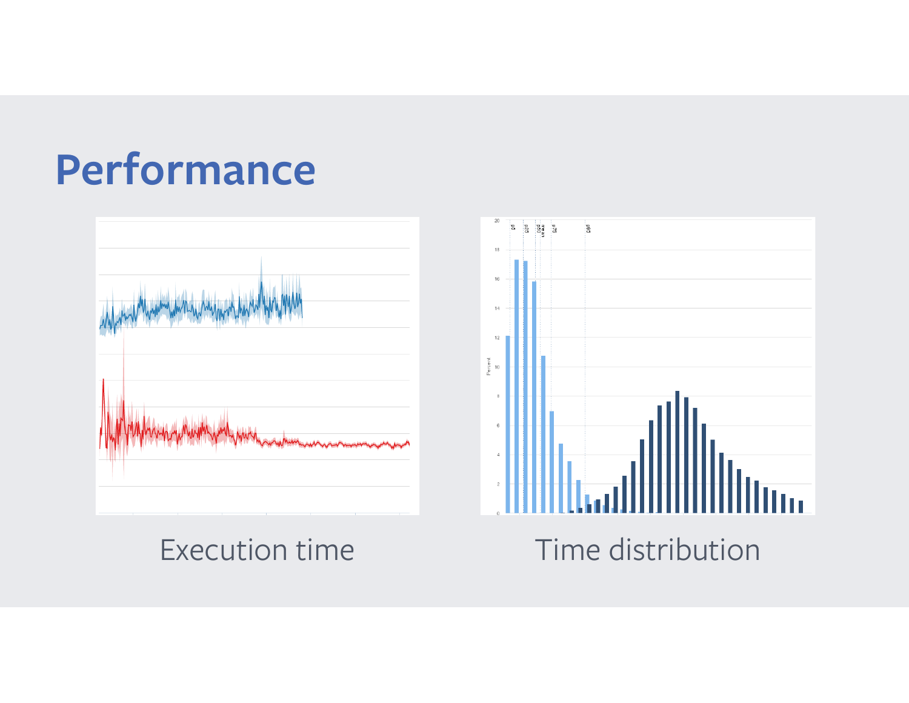# Performance

Execution time

Time distribution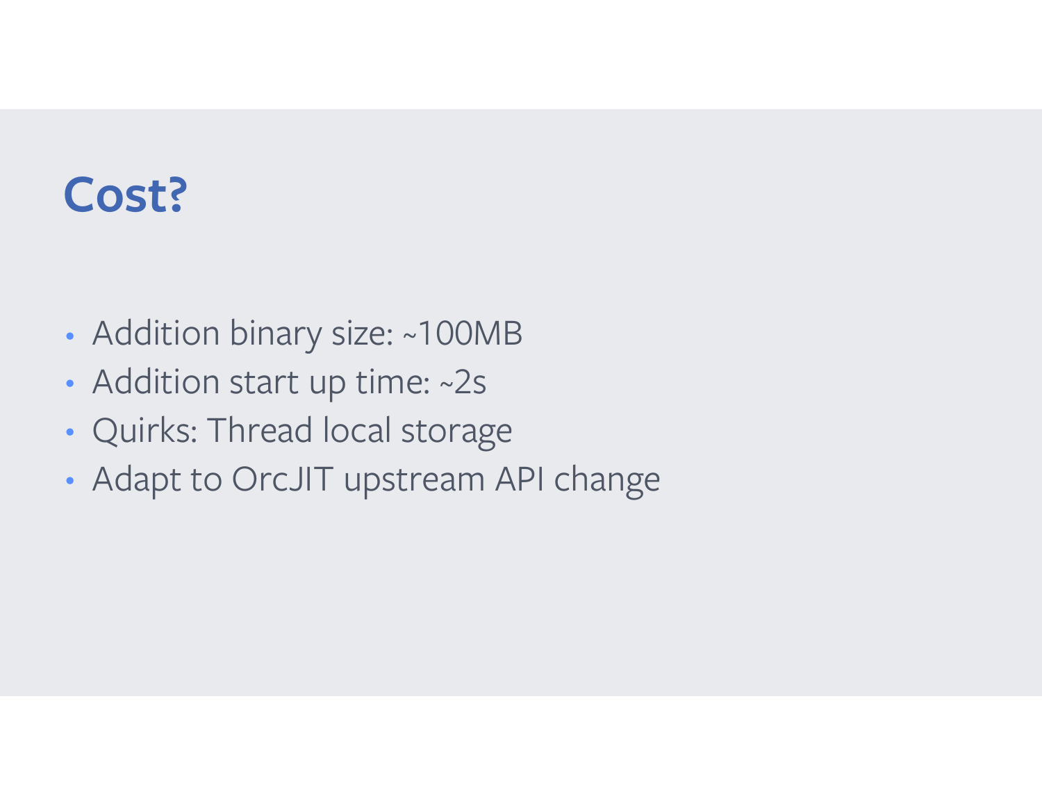# Cost?

- Addition binary size: ~100MB
- Addition start up time: ~2s
- Quirks: Thread local storage
- Adapt to OrcJIT upstream API change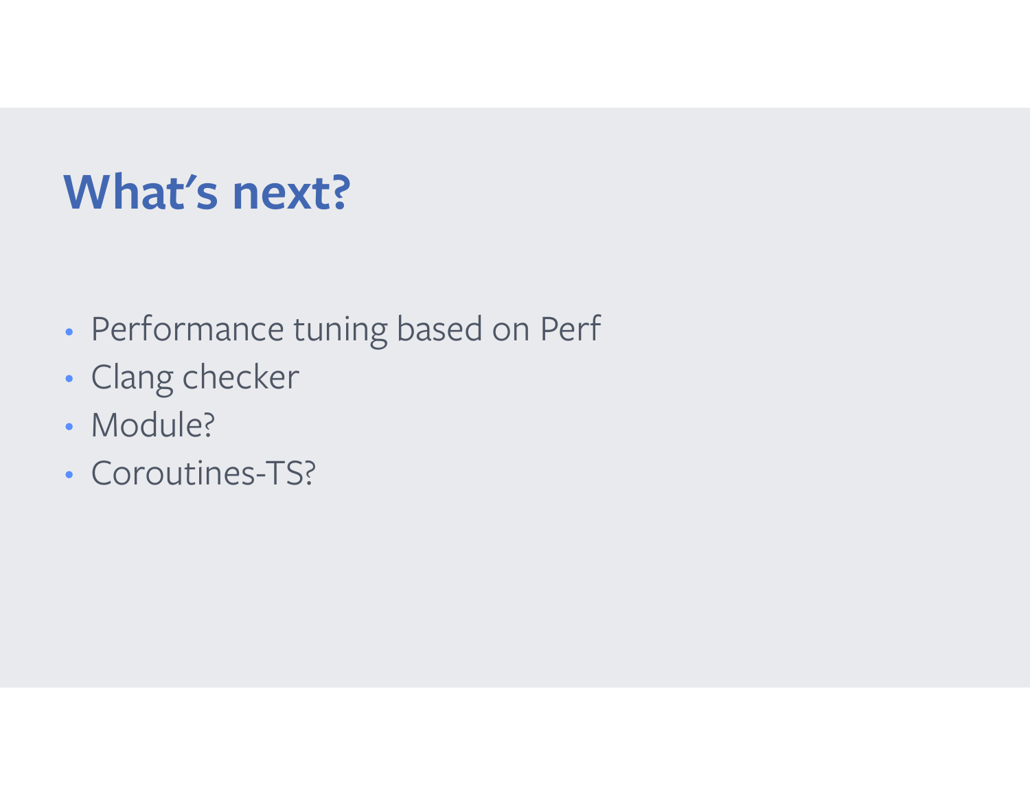# What's next?

- Performance tuning based on Perf
- Clang checker
- Module?
- Coroutines-TS?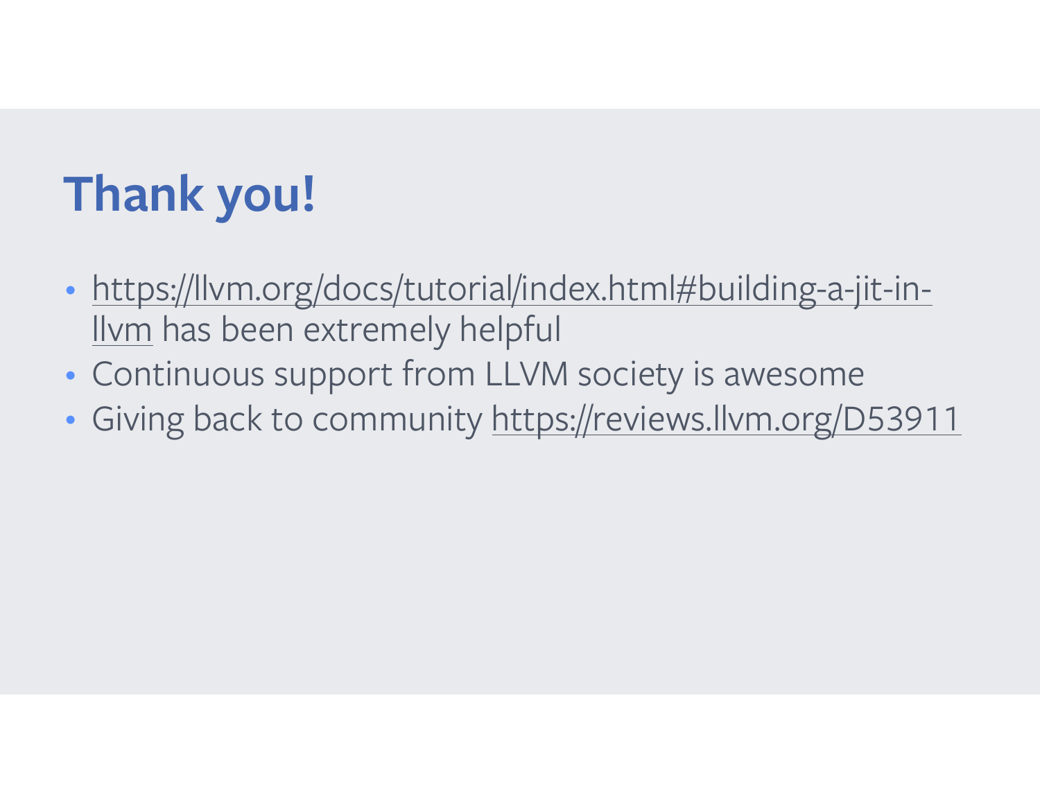# Thank you!

- https://llvm.org/docs/tutorial/index.html#building-a-jit-in-llvm has been extremely helpful
- Continuous support from LLVM society is awesome
- Giving back to community https://reviews.llvm.org/D53911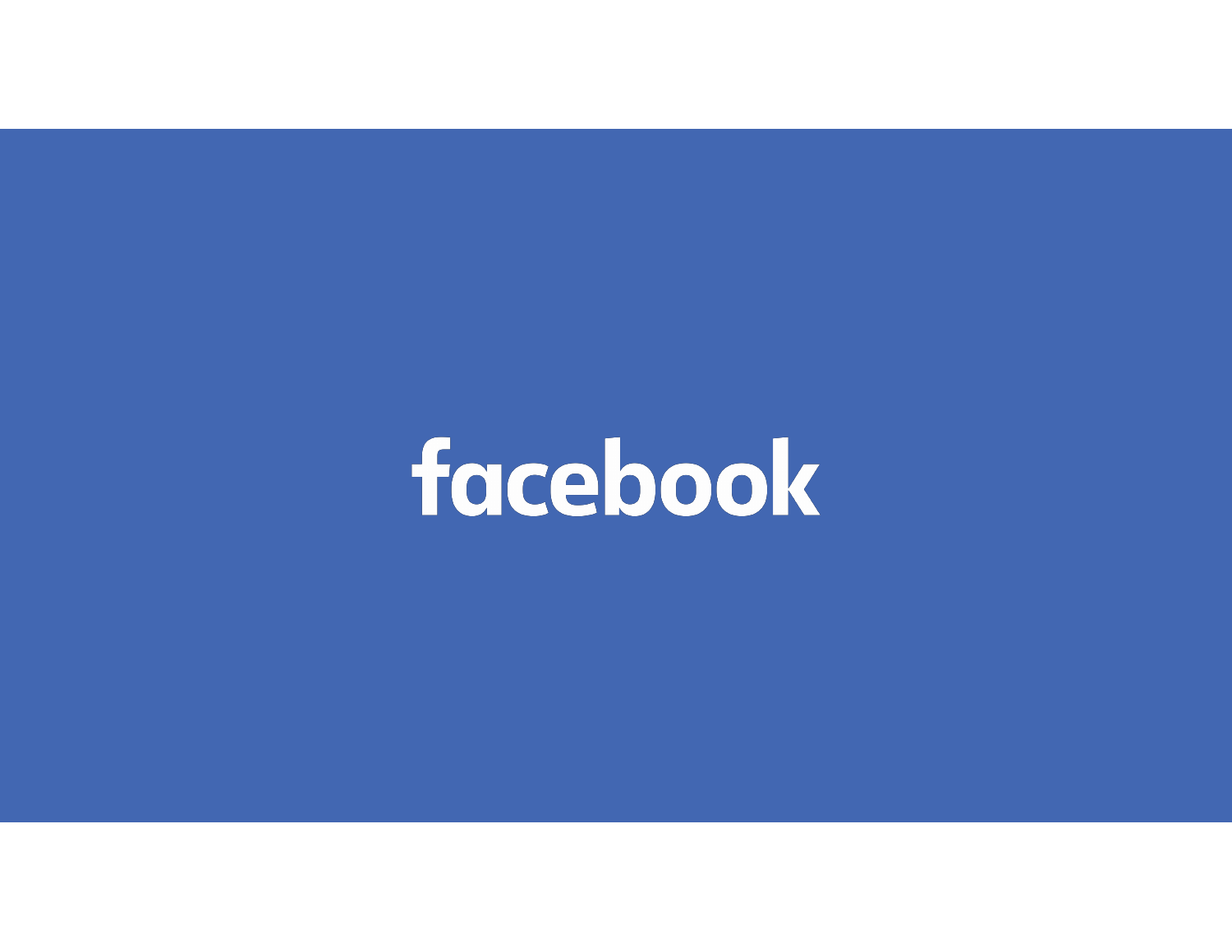facebook